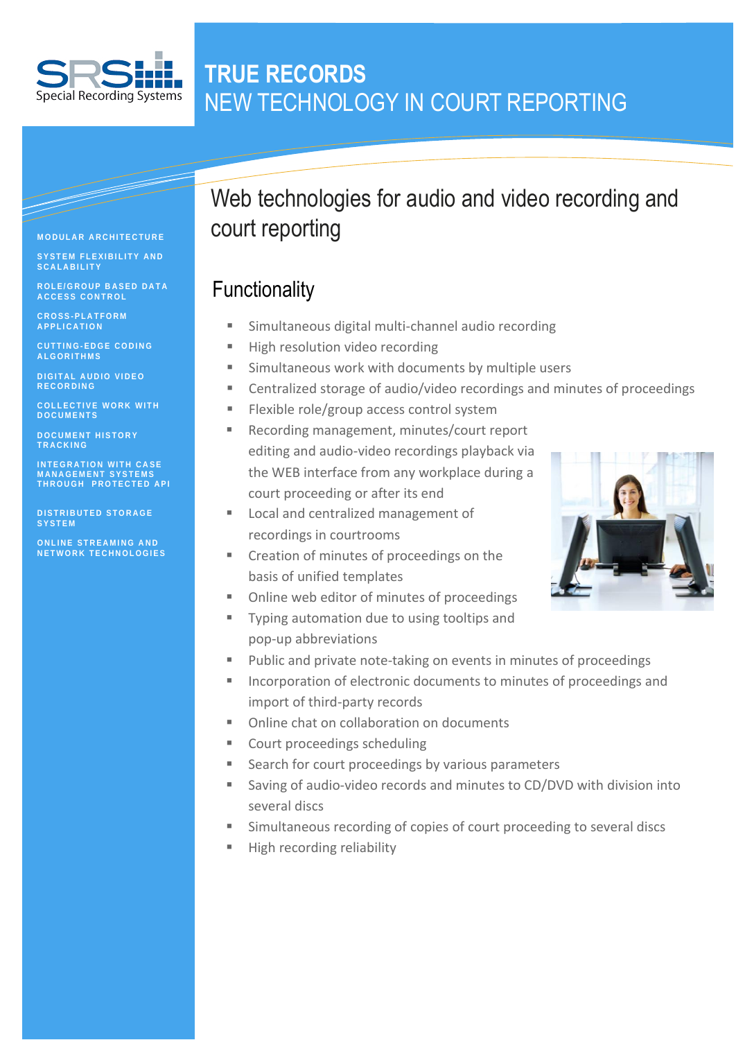SRS Special Recording Systems

# TRUE RECORDS
# NEW TECHNOLOGY IN COURT REPORTING

MODULAR ARCHITECTURE

SYSTEM FLEXIBILITY AND SCALABILITY

ROLE/GROUP BASED DATA ACCESS CONTROL

CROSS-PLATFORM APPLICATION

CUTTING-EDGE CODING ALGORITHMS

DIGITAL AUDIO VIDEO RECORDING

COLLECTIVE WORK WITH DOCUMENTS

DOCUMENT HISTORY TRACKING

INTEGRATION WITH CASE MANAGEMENT SYSTEMS THROUGH PROTECTED API

DISTRIBUTED STORAGE SYSTEM

ONLINE STREAMING AND NETWORK TECHNOLOGIES

## Web technologies for audio and video recording and court reporting

### Functionality

- Simultaneous digital multi-channel audio recording
- High resolution video recording
- Simultaneous work with documents by multiple users
- Centralized storage of audio/video recordings and minutes of proceedings
- Flexible role/group access control system
- Recording management, minutes/court report editing and audio-video recordings playback via the WEB interface from any workplace during a court proceeding or after its end
- Local and centralized management of recordings in courtrooms
- Creation of minutes of proceedings on the basis of unified templates
- Online web editor of minutes of proceedings
- Typing automation due to using tooltips and pop-up abbreviations
- Public and private note-taking on events in minutes of proceedings
- Incorporation of electronic documents to minutes of proceedings and import of third-party records
- Online chat on collaboration on documents
- Court proceedings scheduling
- Search for court proceedings by various parameters
- Saving of audio-video records and minutes to CD/DVD with division into several discs
- Simultaneous recording of copies of court proceeding to several discs
- High recording reliability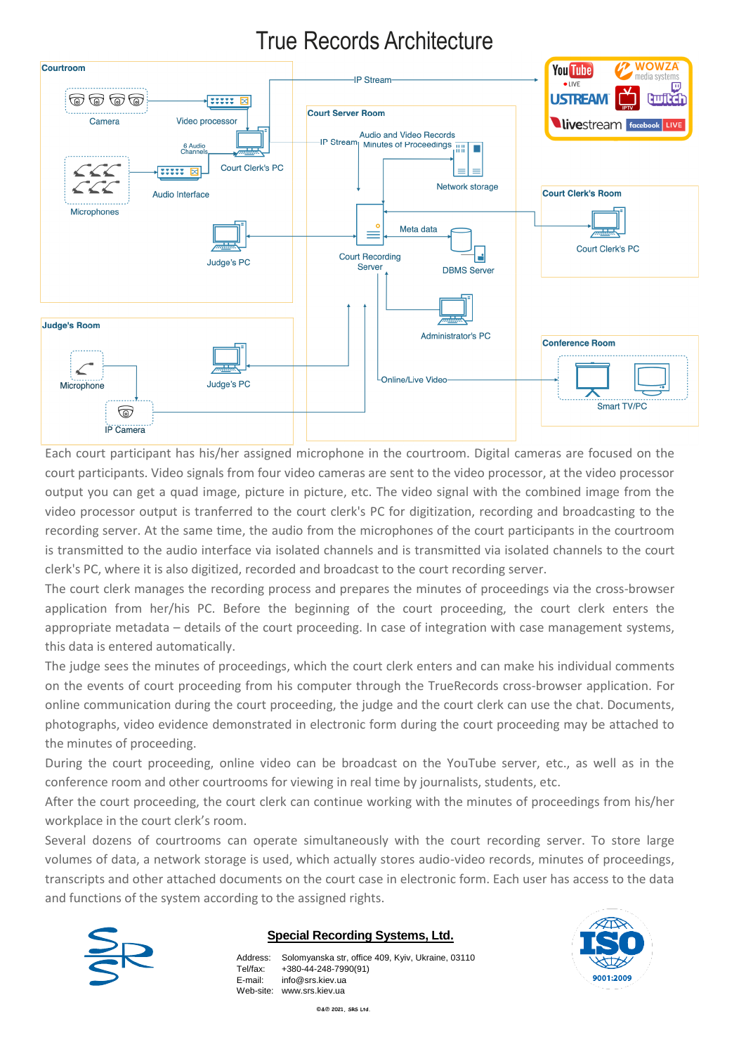# True Records Architecture

Courtroom

Camera

Video processor

6 Audio Channels

Court Clerk's PC

Microphones

Audio Interface

Judge's PC

IP Stream

Court Server Room

IP Stream

Audio and Video Records

Minutes of Proceedings

Network storage

Meta data

Court Recording Server

DBMS Server

Administrator's PC

Online/Live Video

YouTube LIVE

WOWZA media systems

USTREAM

IPTV

twitch

livestream

facebook LIVE

Court Clerk's Room

Court Clerk's PC

Conference Room

Smart TV/PC

Judge's Room

Microphone

Judge's PC

IP Camera

Each court participant has his/her assigned microphone in the courtroom. Digital cameras are focused on the court participants. Video signals from four video cameras are sent to the video processor, at the video processor output you can get a quad image, picture in picture, etc. The video signal with the combined image from the video processor output is tranferred to the court clerk's PC for digitization, recording and broadcasting to the recording server. At the same time, the audio from the microphones of the court participants in the courtroom is transmitted to the audio interface via isolated channels and is transmitted via isolated channels to the court clerk's PC, where it is also digitized, recorded and broadcast to the court recording server.

The court clerk manages the recording process and prepares the minutes of proceedings via the cross-browser application from her/his PC. Before the beginning of the court proceeding, the court clerk enters the appropriate metadata – details of the court proceeding. In case of integration with case management systems, this data is entered automatically.

The judge sees the minutes of proceedings, which the court clerk enters and can make his individual comments on the events of court proceeding from his computer through the TrueRecords cross-browser application. For online communication during the court proceeding, the judge and the court clerk can use the chat. Documents, photographs, video evidence demonstrated in electronic form during the court proceeding may be attached to the minutes of proceeding.

During the court proceeding, online video can be broadcast on the YouTube server, etc., as well as in the conference room and other courtrooms for viewing in real time by journalists, students, etc.

After the court proceeding, the court clerk can continue working with the minutes of proceedings from his/her workplace in the court clerk's room.

Several dozens of courtrooms can operate simultaneously with the court recording server. To store large volumes of data, a network storage is used, which actually stores audio-video records, minutes of proceedings, transcripts and other attached documents on the court case in electronic form. Each user has access to the data and functions of the system according to the assigned rights.

**Special Recording Systems, Ltd.**

Address: Solomyanska str, office 409, Kyiv, Ukraine, 03110
Tel/fax: +380-44-248-7990(91)
E-mail: info@srs.kiev.ua
Web-site: www.srs.kiev.ua

ISO 9001:2009

©&® 2021, SRS Ltd.